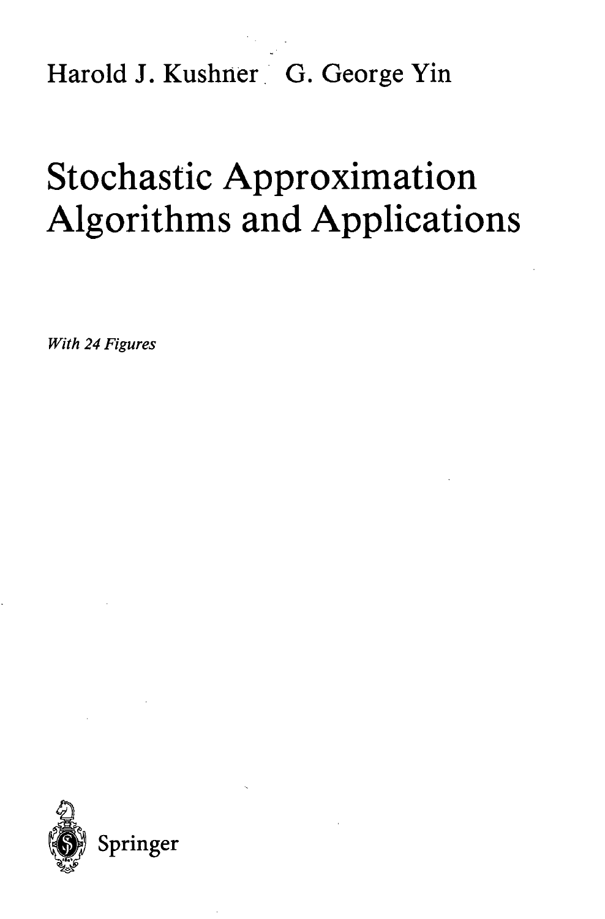Harold J. Kushner G. George Yin

# Stochastic Approximation Algorithms and Applications

*With 24 Figures*

Springer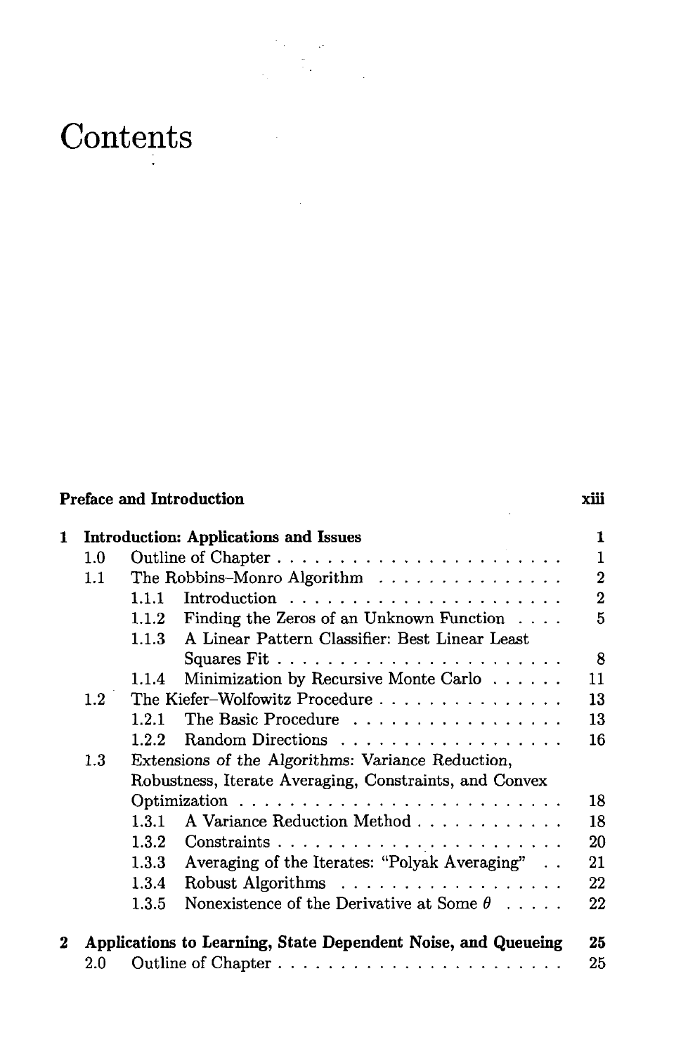# Contents

**Preface and Introduction** xiii

**1 Introduction: Applications and Issues** 1

- 1.0 Outline of Chapter 1
- 1.1 The Robbins-Monro Algorithm 2
  - 1.1.1 Introduction 2
  - 1.1.2 Finding the Zeros of an Unknown Function 5
  - 1.1.3 A Linear Pattern Classifier: Best Linear Least Squares Fit 8
  - 1.1.4 Minimization by Recursive Monte Carlo 11
- 1.2 The Kiefer-Wolfowitz Procedure 13
  - 1.2.1 The Basic Procedure 13
  - 1.2.2 Random Directions 16
- 1.3 Extensions of the Algorithms: Variance Reduction, Robustness, Iterate Averaging, Constraints, and Convex Optimization 18
  - 1.3.1 A Variance Reduction Method 18
  - 1.3.2 Constraints 20
  - 1.3.3 Averaging of the Iterates: "Polyak Averaging" 21
  - 1.3.4 Robust Algorithms 22
  - 1.3.5 Nonexistence of the Derivative at Some $\theta$ 22

**2 Applications to Learning, State Dependent Noise, and Queueing** 25

- 2.0 Outline of Chapter 25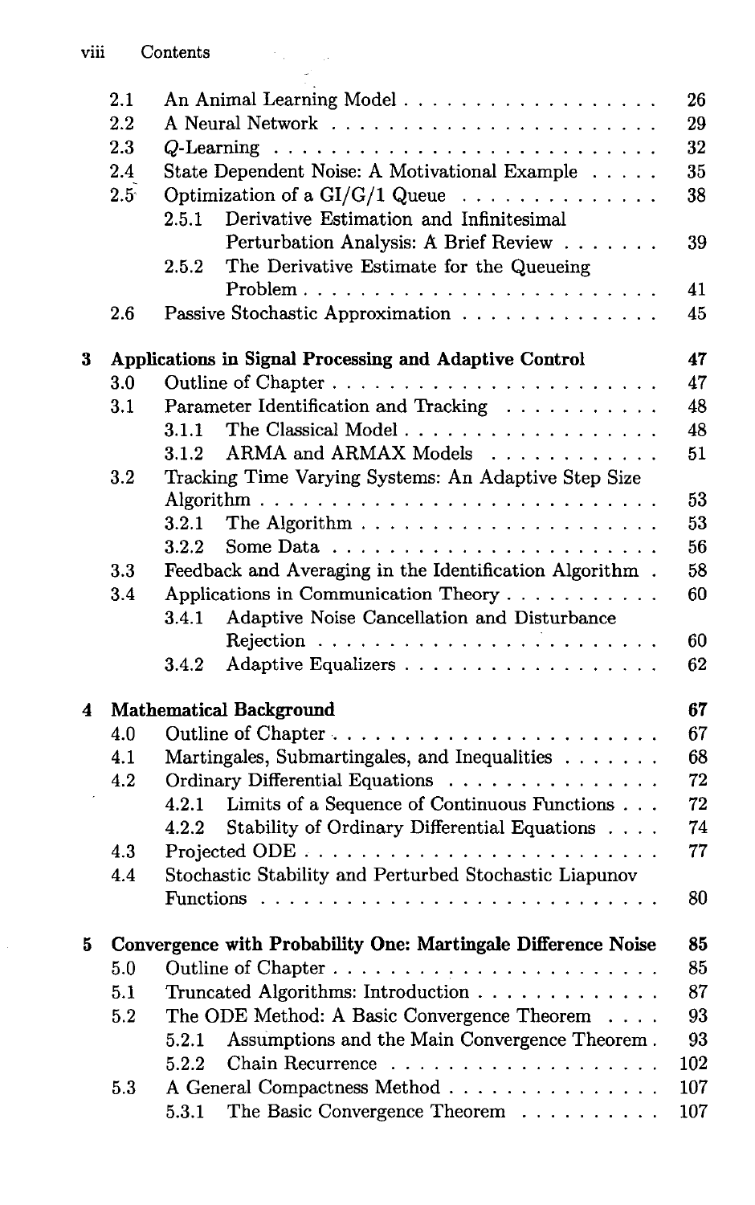| | | | |
|---|---|---|---|
| 2.1 | An Animal Learning Model | | 26 |
| 2.2 | A Neural Network | | 29 |
| 2.3 | $Q$-Learning | | 32 |
| 2.4 | State Dependent Noise: A Motivational Example | | 35 |
| 2.5 | Optimization of a GI/G/1 Queue | | 38 |
| | 2.5.1 | Derivative Estimation and Infinitesimal Perturbation Analysis: A Brief Review | 39 |
| | 2.5.2 | The Derivative Estimate for the Queueing Problem | 41 |
| 2.6 | Passive Stochastic Approximation | | 45 |

**3 Applications in Signal Processing and Adaptive Control** — 47

| | | | |
|---|---|---|---|
| 3.0 | Outline of Chapter | | 47 |
| 3.1 | Parameter Identification and Tracking | | 48 |
| | 3.1.1 | The Classical Model | 48 |
| | 3.1.2 | ARMA and ARMAX Models | 51 |
| 3.2 | Tracking Time Varying Systems: An Adaptive Step Size Algorithm | | 53 |
| | 3.2.1 | The Algorithm | 53 |
| | 3.2.2 | Some Data | 56 |
| 3.3 | Feedback and Averaging in the Identification Algorithm | | 58 |
| 3.4 | Applications in Communication Theory | | 60 |
| | 3.4.1 | Adaptive Noise Cancellation and Disturbance Rejection | 60 |
| | 3.4.2 | Adaptive Equalizers | 62 |

**4 Mathematical Background** — 67

| | | | |
|---|---|---|---|
| 4.0 | Outline of Chapter | | 67 |
| 4.1 | Martingales, Submartingales, and Inequalities | | 68 |
| 4.2 | Ordinary Differential Equations | | 72 |
| | 4.2.1 | Limits of a Sequence of Continuous Functions | 72 |
| | 4.2.2 | Stability of Ordinary Differential Equations | 74 |
| 4.3 | Projected ODE | | 77 |
| 4.4 | Stochastic Stability and Perturbed Stochastic Liapunov Functions | | 80 |

**5 Convergence with Probability One: Martingale Difference Noise** — 85

| | | | |
|---|---|---|---|
| 5.0 | Outline of Chapter | | 85 |
| 5.1 | Truncated Algorithms: Introduction | | 87 |
| 5.2 | The ODE Method: A Basic Convergence Theorem | | 93 |
| | 5.2.1 | Assumptions and the Main Convergence Theorem | 93 |
| | 5.2.2 | Chain Recurrence | 102 |
| 5.3 | A General Compactness Method | | 107 |
| | 5.3.1 | The Basic Convergence Theorem | 107 |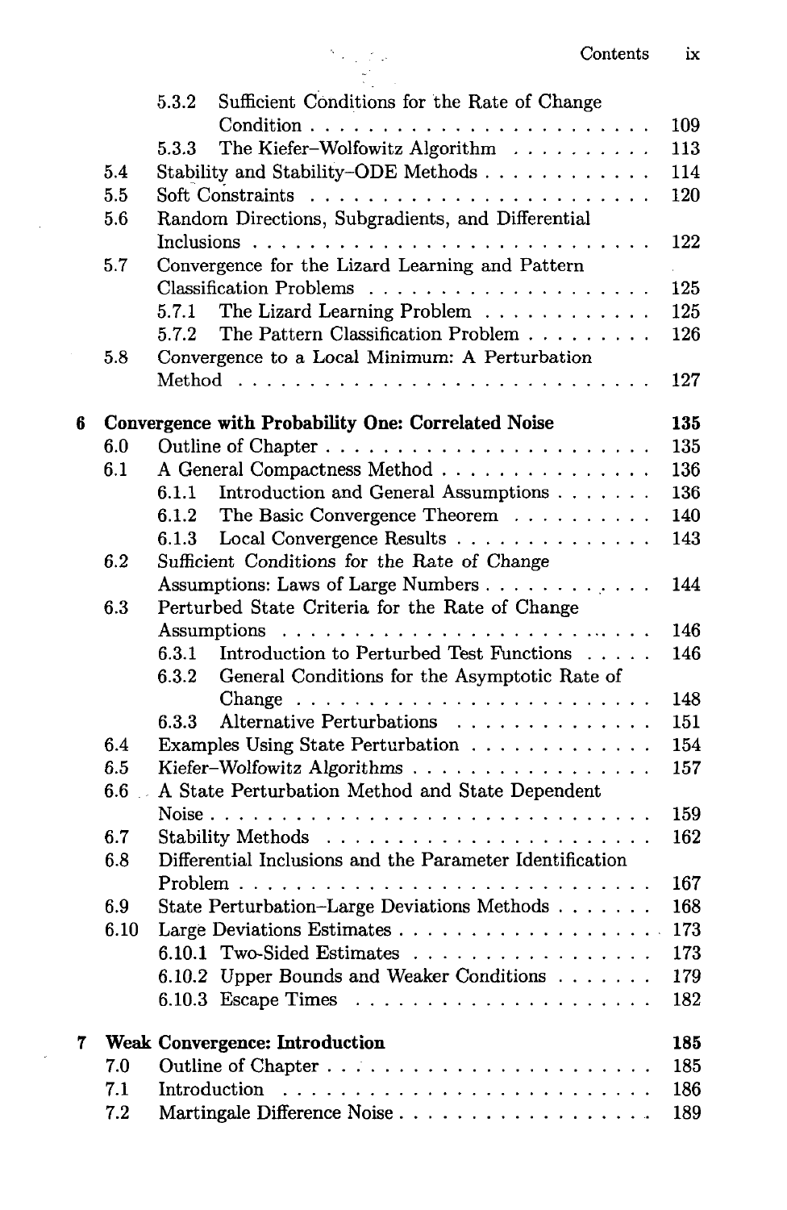| | | | |
|---|---|---|---|
| | | 5.3.2 Sufficient Conditions for the Rate of Change Condition | 109 |
| | | 5.3.3 The Kiefer–Wolfowitz Algorithm | 113 |
| | 5.4 | Stability and Stability–ODE Methods | 114 |
| | 5.5 | Soft Constraints | 120 |
| | 5.6 | Random Directions, Subgradients, and Differential Inclusions | 122 |
| | 5.7 | Convergence for the Lizard Learning and Pattern Classification Problems | 125 |
| | | 5.7.1 The Lizard Learning Problem | 125 |
| | | 5.7.2 The Pattern Classification Problem | 126 |
| | 5.8 | Convergence to a Local Minimum: A Perturbation Method | 127 |
| **6** | **Convergence with Probability One: Correlated Noise** | | **135** |
| | 6.0 | Outline of Chapter | 135 |
| | 6.1 | A General Compactness Method | 136 |
| | | 6.1.1 Introduction and General Assumptions | 136 |
| | | 6.1.2 The Basic Convergence Theorem | 140 |
| | | 6.1.3 Local Convergence Results | 143 |
| | 6.2 | Sufficient Conditions for the Rate of Change Assumptions: Laws of Large Numbers | 144 |
| | 6.3 | Perturbed State Criteria for the Rate of Change Assumptions | 146 |
| | | 6.3.1 Introduction to Perturbed Test Functions | 146 |
| | | 6.3.2 General Conditions for the Asymptotic Rate of Change | 148 |
| | | 6.3.3 Alternative Perturbations | 151 |
| | 6.4 | Examples Using State Perturbation | 154 |
| | 6.5 | Kiefer–Wolfowitz Algorithms | 157 |
| | 6.6 | A State Perturbation Method and State Dependent Noise | 159 |
| | 6.7 | Stability Methods | 162 |
| | 6.8 | Differential Inclusions and the Parameter Identification Problem | 167 |
| | 6.9 | State Perturbation–Large Deviations Methods | 168 |
| | 6.10 | Large Deviations Estimates | 173 |
| | | 6.10.1 Two-Sided Estimates | 173 |
| | | 6.10.2 Upper Bounds and Weaker Conditions | 179 |
| | | 6.10.3 Escape Times | 182 |
| **7** | **Weak Convergence: Introduction** | | **185** |
| | 7.0 | Outline of Chapter | 185 |
| | 7.1 | Introduction | 186 |
| | 7.2 | Martingale Difference Noise | 189 |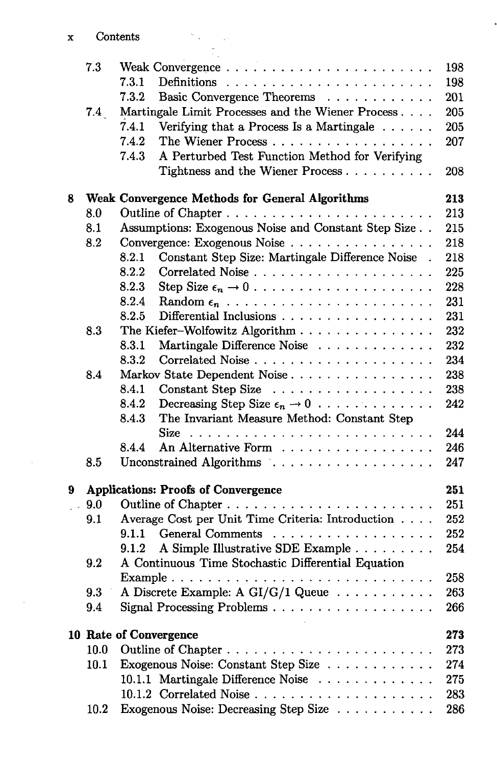| | | |
|---|---|---|
| 7.3 | Weak Convergence | 198 |
| | 7.3.1 Definitions | 198 |
| | 7.3.2 Basic Convergence Theorems | 201 |
| 7.4 | Martingale Limit Processes and the Wiener Process | 205 |
| | 7.4.1 Verifying that a Process Is a Martingale | 205 |
| | 7.4.2 The Wiener Process | 207 |
| | 7.4.3 A Perturbed Test Function Method for Verifying Tightness and the Wiener Process | 208 |
| **8** | **Weak Convergence Methods for General Algorithms** | **213** |
| 8.0 | Outline of Chapter | 213 |
| 8.1 | Assumptions: Exogenous Noise and Constant Step Size | 215 |
| 8.2 | Convergence: Exogenous Noise | 218 |
| | 8.2.1 Constant Step Size: Martingale Difference Noise | 218 |
| | 8.2.2 Correlated Noise | 225 |
| | 8.2.3 Step Size $\epsilon_n \to 0$ | 228 |
| | 8.2.4 Random $\epsilon_n$ | 231 |
| | 8.2.5 Differential Inclusions | 231 |
| 8.3 | The Kiefer–Wolfowitz Algorithm | 232 |
| | 8.3.1 Martingale Difference Noise | 232 |
| | 8.3.2 Correlated Noise | 234 |
| 8.4 | Markov State Dependent Noise | 238 |
| | 8.4.1 Constant Step Size | 238 |
| | 8.4.2 Decreasing Step Size $\epsilon_n \to 0$ | 242 |
| | 8.4.3 The Invariant Measure Method: Constant Step Size | 244 |
| | 8.4.4 An Alternative Form | 246 |
| 8.5 | Unconstrained Algorithms | 247 |
| **9** | **Applications: Proofs of Convergence** | **251** |
| 9.0 | Outline of Chapter | 251 |
| 9.1 | Average Cost per Unit Time Criteria: Introduction | 252 |
| | 9.1.1 General Comments | 252 |
| | 9.1.2 A Simple Illustrative SDE Example | 254 |
| 9.2 | A Continuous Time Stochastic Differential Equation Example | 258 |
| 9.3 | A Discrete Example: A GI/G/1 Queue | 263 |
| 9.4 | Signal Processing Problems | 266 |
| **10** | **Rate of Convergence** | **273** |
| 10.0 | Outline of Chapter | 273 |
| 10.1 | Exogenous Noise: Constant Step Size | 274 |
| | 10.1.1 Martingale Difference Noise | 275 |
| | 10.1.2 Correlated Noise | 283 |
| 10.2 | Exogenous Noise: Decreasing Step Size | 286 |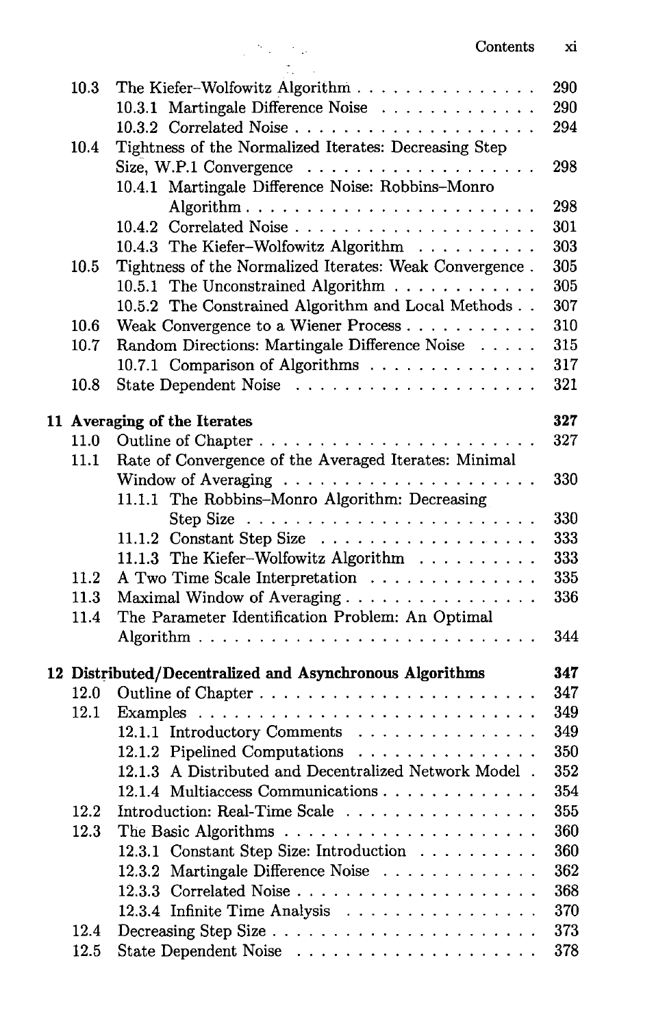| | | |
|---|---|---|
| 10.3 | The Kiefer–Wolfowitz Algorithm | 290 |
| | 10.3.1 Martingale Difference Noise | 290 |
| | 10.3.2 Correlated Noise | 294 |
| 10.4 | Tightness of the Normalized Iterates: Decreasing Step Size, W.P.1 Convergence | 298 |
| | 10.4.1 Martingale Difference Noise: Robbins–Monro Algorithm | 298 |
| | 10.4.2 Correlated Noise | 301 |
| | 10.4.3 The Kiefer–Wolfowitz Algorithm | 303 |
| 10.5 | Tightness of the Normalized Iterates: Weak Convergence | 305 |
| | 10.5.1 The Unconstrained Algorithm | 305 |
| | 10.5.2 The Constrained Algorithm and Local Methods | 307 |
| 10.6 | Weak Convergence to a Wiener Process | 310 |
| 10.7 | Random Directions: Martingale Difference Noise | 315 |
| | 10.7.1 Comparison of Algorithms | 317 |
| 10.8 | State Dependent Noise | 321 |

**11 Averaging of the Iterates** **327**

| | | |
|---|---|---|
| 11.0 | Outline of Chapter | 327 |
| 11.1 | Rate of Convergence of the Averaged Iterates: Minimal Window of Averaging | 330 |
| | 11.1.1 The Robbins–Monro Algorithm: Decreasing Step Size | 330 |
| | 11.1.2 Constant Step Size | 333 |
| | 11.1.3 The Kiefer–Wolfowitz Algorithm | 333 |
| 11.2 | A Two Time Scale Interpretation | 335 |
| 11.3 | Maximal Window of Averaging | 336 |
| 11.4 | The Parameter Identification Problem: An Optimal Algorithm | 344 |

**12 Distributed/Decentralized and Asynchronous Algorithms** **347**

| | | |
|---|---|---|
| 12.0 | Outline of Chapter | 347 |
| 12.1 | Examples | 349 |
| | 12.1.1 Introductory Comments | 349 |
| | 12.1.2 Pipelined Computations | 350 |
| | 12.1.3 A Distributed and Decentralized Network Model | 352 |
| | 12.1.4 Multiaccess Communications | 354 |
| 12.2 | Introduction: Real-Time Scale | 355 |
| 12.3 | The Basic Algorithms | 360 |
| | 12.3.1 Constant Step Size: Introduction | 360 |
| | 12.3.2 Martingale Difference Noise | 362 |
| | 12.3.3 Correlated Noise | 368 |
| | 12.3.4 Infinite Time Analysis | 370 |
| 12.4 | Decreasing Step Size | 373 |
| 12.5 | State Dependent Noise | 378 |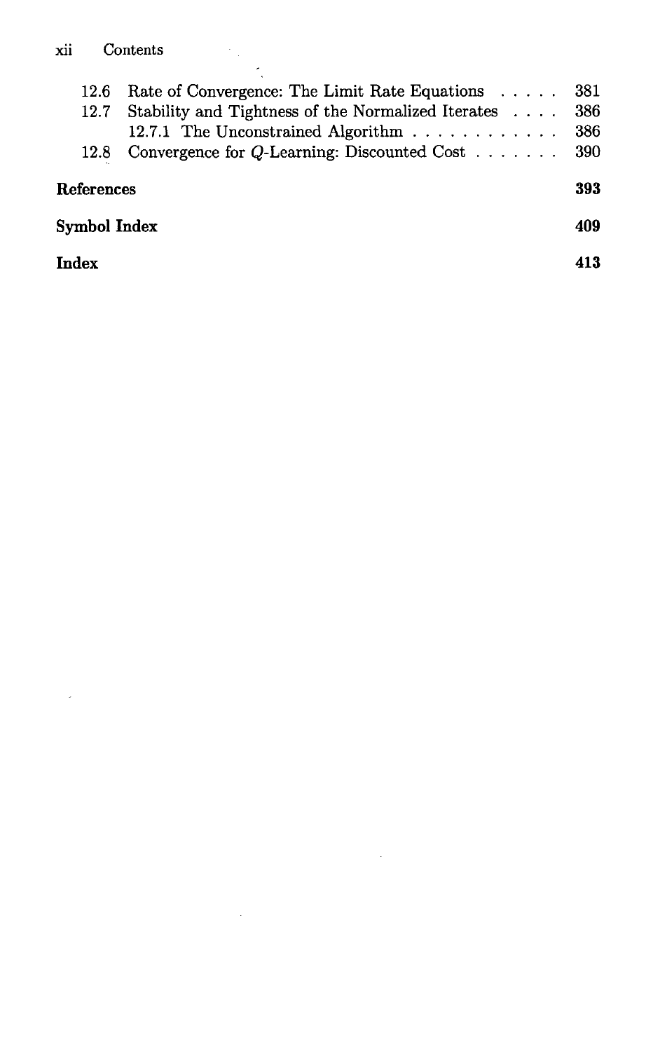12.6 Rate of Convergence: The Limit Rate Equations . . . . . 381

12.7 Stability and Tightness of the Normalized Iterates . . . . 386

12.7.1 The Unconstrained Algorithm . . . . . . . . . . . . 386

12.8 Convergence for $Q$-Learning: Discounted Cost . . . . . . . 390

**References** **393**

**Symbol Index** **409**

**Index** **413**